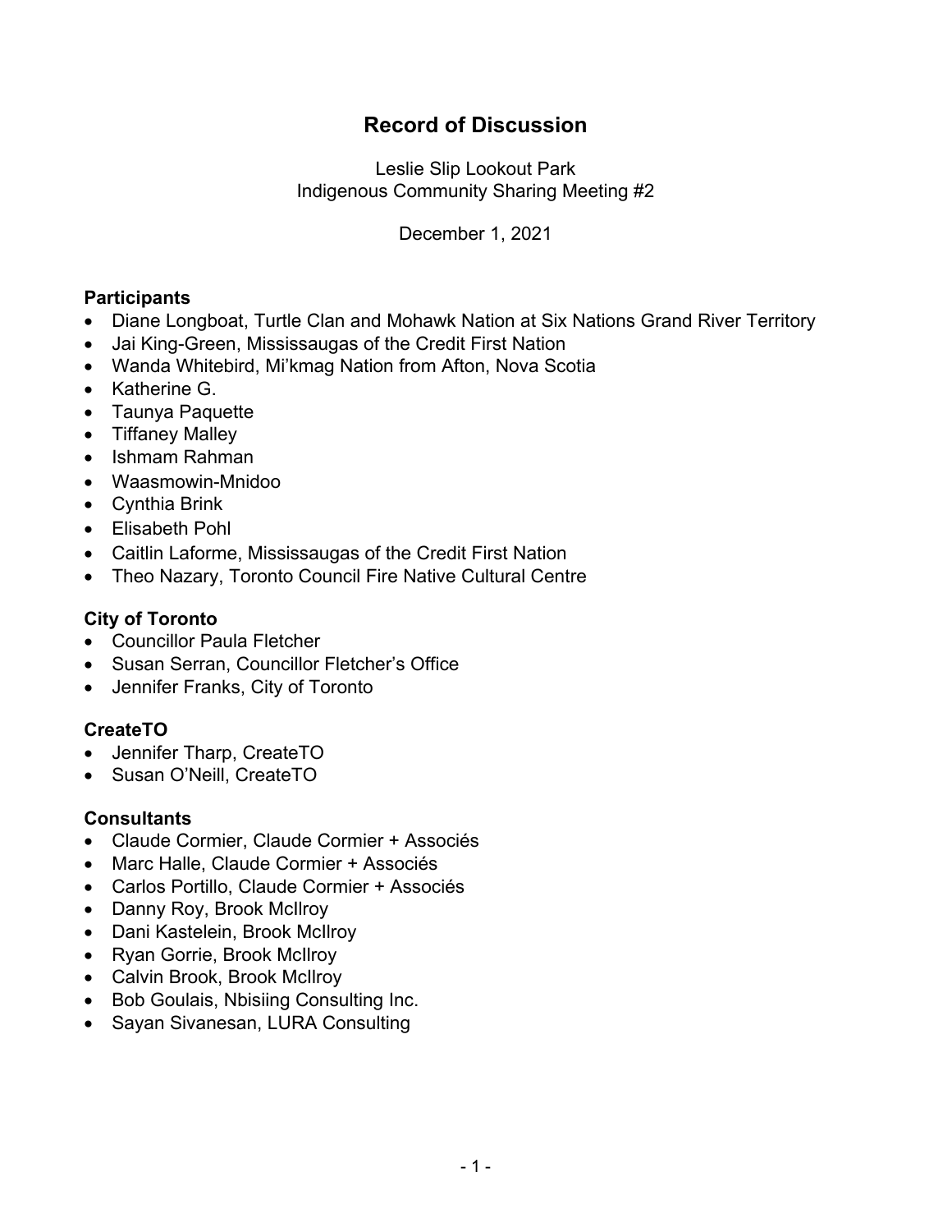# Record of Discussion

Leslie Slip Lookout Park
Indigenous Community Sharing Meeting #2

December 1, 2021

### Participants

- Diane Longboat, Turtle Clan and Mohawk Nation at Six Nations Grand River Territory
- Jai King-Green, Mississaugas of the Credit First Nation
- Wanda Whitebird, Mi'kmag Nation from Afton, Nova Scotia
- Katherine G.
- Taunya Paquette
- Tiffaney Malley
- Ishmam Rahman
- Waasmowin-Mnidoo
- Cynthia Brink
- Elisabeth Pohl
- Caitlin Laforme, Mississaugas of the Credit First Nation
- Theo Nazary, Toronto Council Fire Native Cultural Centre

### City of Toronto

- Councillor Paula Fletcher
- Susan Serran, Councillor Fletcher's Office
- Jennifer Franks, City of Toronto

### CreateTO

- Jennifer Tharp, CreateTO
- Susan O'Neill, CreateTO

### Consultants

- Claude Cormier, Claude Cormier + Associés
- Marc Halle, Claude Cormier + Associés
- Carlos Portillo, Claude Cormier + Associés
- Danny Roy, Brook McIlroy
- Dani Kastelein, Brook McIlroy
- Ryan Gorrie, Brook McIlroy
- Calvin Brook, Brook McIlroy
- Bob Goulais, Nbisiing Consulting Inc.
- Sayan Sivanesan, LURA Consulting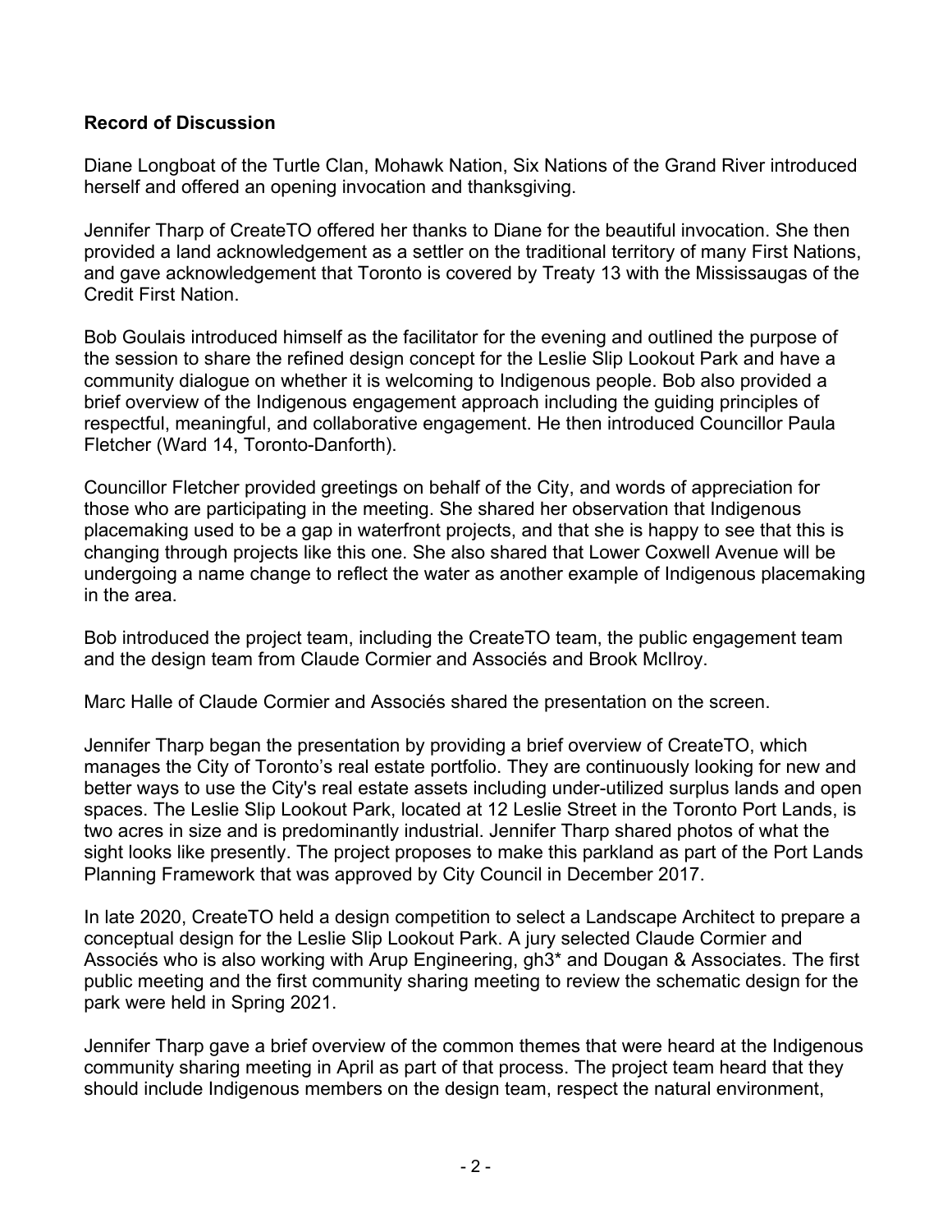**Record of Discussion**

Diane Longboat of the Turtle Clan, Mohawk Nation, Six Nations of the Grand River introduced herself and offered an opening invocation and thanksgiving.

Jennifer Tharp of CreateTO offered her thanks to Diane for the beautiful invocation. She then provided a land acknowledgement as a settler on the traditional territory of many First Nations, and gave acknowledgement that Toronto is covered by Treaty 13 with the Mississaugas of the Credit First Nation.

Bob Goulais introduced himself as the facilitator for the evening and outlined the purpose of the session to share the refined design concept for the Leslie Slip Lookout Park and have a community dialogue on whether it is welcoming to Indigenous people. Bob also provided a brief overview of the Indigenous engagement approach including the guiding principles of respectful, meaningful, and collaborative engagement. He then introduced Councillor Paula Fletcher (Ward 14, Toronto-Danforth).

Councillor Fletcher provided greetings on behalf of the City, and words of appreciation for those who are participating in the meeting. She shared her observation that Indigenous placemaking used to be a gap in waterfront projects, and that she is happy to see that this is changing through projects like this one. She also shared that Lower Coxwell Avenue will be undergoing a name change to reflect the water as another example of Indigenous placemaking in the area.

Bob introduced the project team, including the CreateTO team, the public engagement team and the design team from Claude Cormier and Associés and Brook McIlroy.

Marc Halle of Claude Cormier and Associés shared the presentation on the screen.

Jennifer Tharp began the presentation by providing a brief overview of CreateTO, which manages the City of Toronto's real estate portfolio. They are continuously looking for new and better ways to use the City's real estate assets including under-utilized surplus lands and open spaces. The Leslie Slip Lookout Park, located at 12 Leslie Street in the Toronto Port Lands, is two acres in size and is predominantly industrial. Jennifer Tharp shared photos of what the sight looks like presently. The project proposes to make this parkland as part of the Port Lands Planning Framework that was approved by City Council in December 2017.

In late 2020, CreateTO held a design competition to select a Landscape Architect to prepare a conceptual design for the Leslie Slip Lookout Park. A jury selected Claude Cormier and Associés who is also working with Arup Engineering, gh3* and Dougan & Associates. The first public meeting and the first community sharing meeting to review the schematic design for the park were held in Spring 2021.

Jennifer Tharp gave a brief overview of the common themes that were heard at the Indigenous community sharing meeting in April as part of that process. The project team heard that they should include Indigenous members on the design team, respect the natural environment,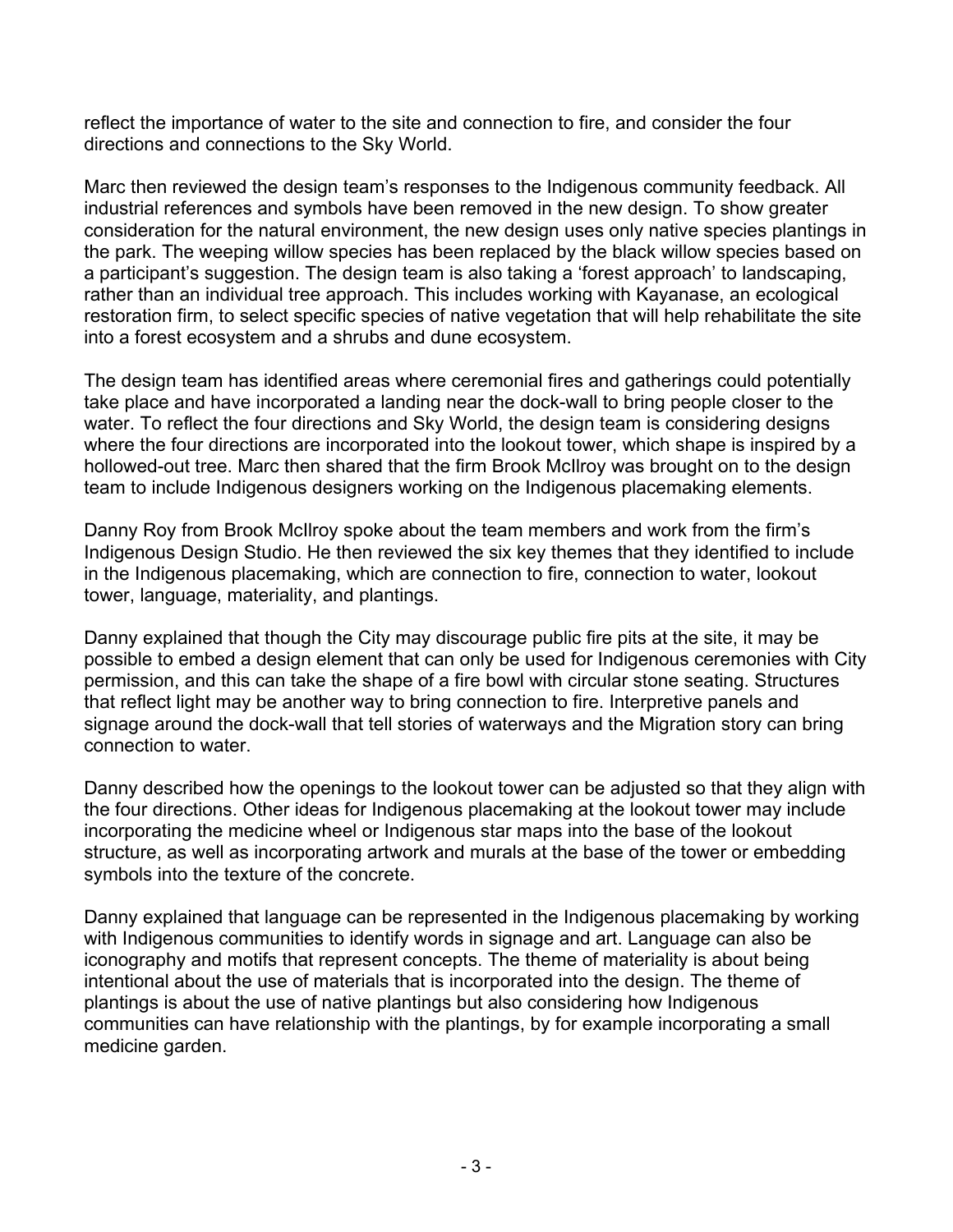reflect the importance of water to the site and connection to fire, and consider the four directions and connections to the Sky World.

Marc then reviewed the design team's responses to the Indigenous community feedback. All industrial references and symbols have been removed in the new design. To show greater consideration for the natural environment, the new design uses only native species plantings in the park. The weeping willow species has been replaced by the black willow species based on a participant's suggestion. The design team is also taking a 'forest approach' to landscaping, rather than an individual tree approach. This includes working with Kayanase, an ecological restoration firm, to select specific species of native vegetation that will help rehabilitate the site into a forest ecosystem and a shrubs and dune ecosystem.

The design team has identified areas where ceremonial fires and gatherings could potentially take place and have incorporated a landing near the dock-wall to bring people closer to the water. To reflect the four directions and Sky World, the design team is considering designs where the four directions are incorporated into the lookout tower, which shape is inspired by a hollowed-out tree. Marc then shared that the firm Brook McIlroy was brought on to the design team to include Indigenous designers working on the Indigenous placemaking elements.

Danny Roy from Brook McIlroy spoke about the team members and work from the firm's Indigenous Design Studio. He then reviewed the six key themes that they identified to include in the Indigenous placemaking, which are connection to fire, connection to water, lookout tower, language, materiality, and plantings.

Danny explained that though the City may discourage public fire pits at the site, it may be possible to embed a design element that can only be used for Indigenous ceremonies with City permission, and this can take the shape of a fire bowl with circular stone seating. Structures that reflect light may be another way to bring connection to fire. Interpretive panels and signage around the dock-wall that tell stories of waterways and the Migration story can bring connection to water.

Danny described how the openings to the lookout tower can be adjusted so that they align with the four directions. Other ideas for Indigenous placemaking at the lookout tower may include incorporating the medicine wheel or Indigenous star maps into the base of the lookout structure, as well as incorporating artwork and murals at the base of the tower or embedding symbols into the texture of the concrete.

Danny explained that language can be represented in the Indigenous placemaking by working with Indigenous communities to identify words in signage and art. Language can also be iconography and motifs that represent concepts. The theme of materiality is about being intentional about the use of materials that is incorporated into the design. The theme of plantings is about the use of native plantings but also considering how Indigenous communities can have relationship with the plantings, by for example incorporating a small medicine garden.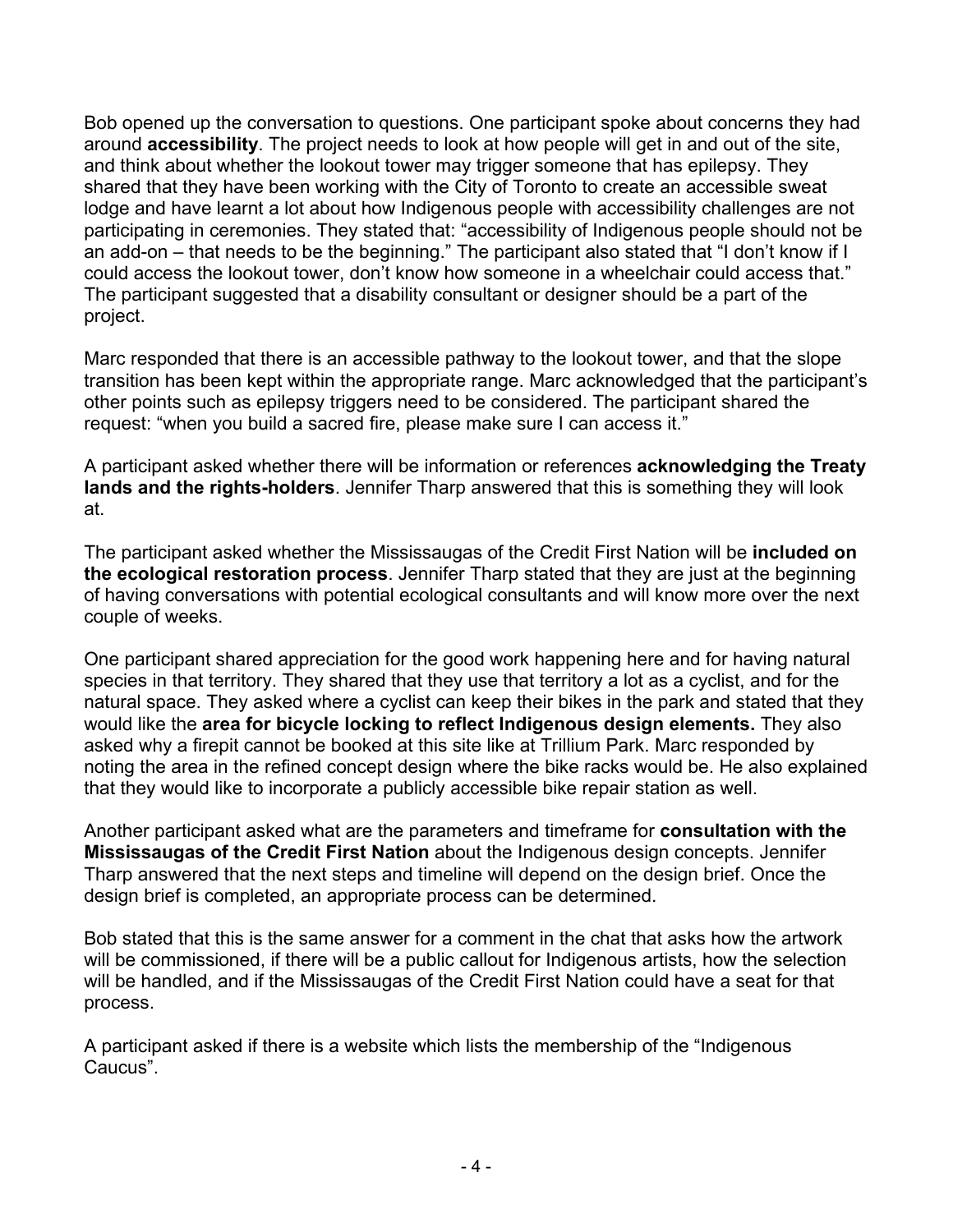Bob opened up the conversation to questions. One participant spoke about concerns they had around **accessibility**. The project needs to look at how people will get in and out of the site, and think about whether the lookout tower may trigger someone that has epilepsy. They shared that they have been working with the City of Toronto to create an accessible sweat lodge and have learnt a lot about how Indigenous people with accessibility challenges are not participating in ceremonies. They stated that: "accessibility of Indigenous people should not be an add-on – that needs to be the beginning." The participant also stated that "I don't know if I could access the lookout tower, don't know how someone in a wheelchair could access that." The participant suggested that a disability consultant or designer should be a part of the project.

Marc responded that there is an accessible pathway to the lookout tower, and that the slope transition has been kept within the appropriate range. Marc acknowledged that the participant's other points such as epilepsy triggers need to be considered. The participant shared the request: "when you build a sacred fire, please make sure I can access it."

A participant asked whether there will be information or references **acknowledging the Treaty lands and the rights-holders**. Jennifer Tharp answered that this is something they will look at.

The participant asked whether the Mississaugas of the Credit First Nation will be **included on the ecological restoration process**. Jennifer Tharp stated that they are just at the beginning of having conversations with potential ecological consultants and will know more over the next couple of weeks.

One participant shared appreciation for the good work happening here and for having natural species in that territory. They shared that they use that territory a lot as a cyclist, and for the natural space. They asked where a cyclist can keep their bikes in the park and stated that they would like the **area for bicycle locking to reflect Indigenous design elements.** They also asked why a firepit cannot be booked at this site like at Trillium Park. Marc responded by noting the area in the refined concept design where the bike racks would be. He also explained that they would like to incorporate a publicly accessible bike repair station as well.

Another participant asked what are the parameters and timeframe for **consultation with the Mississaugas of the Credit First Nation** about the Indigenous design concepts. Jennifer Tharp answered that the next steps and timeline will depend on the design brief. Once the design brief is completed, an appropriate process can be determined.

Bob stated that this is the same answer for a comment in the chat that asks how the artwork will be commissioned, if there will be a public callout for Indigenous artists, how the selection will be handled, and if the Mississaugas of the Credit First Nation could have a seat for that process.

A participant asked if there is a website which lists the membership of the "Indigenous Caucus".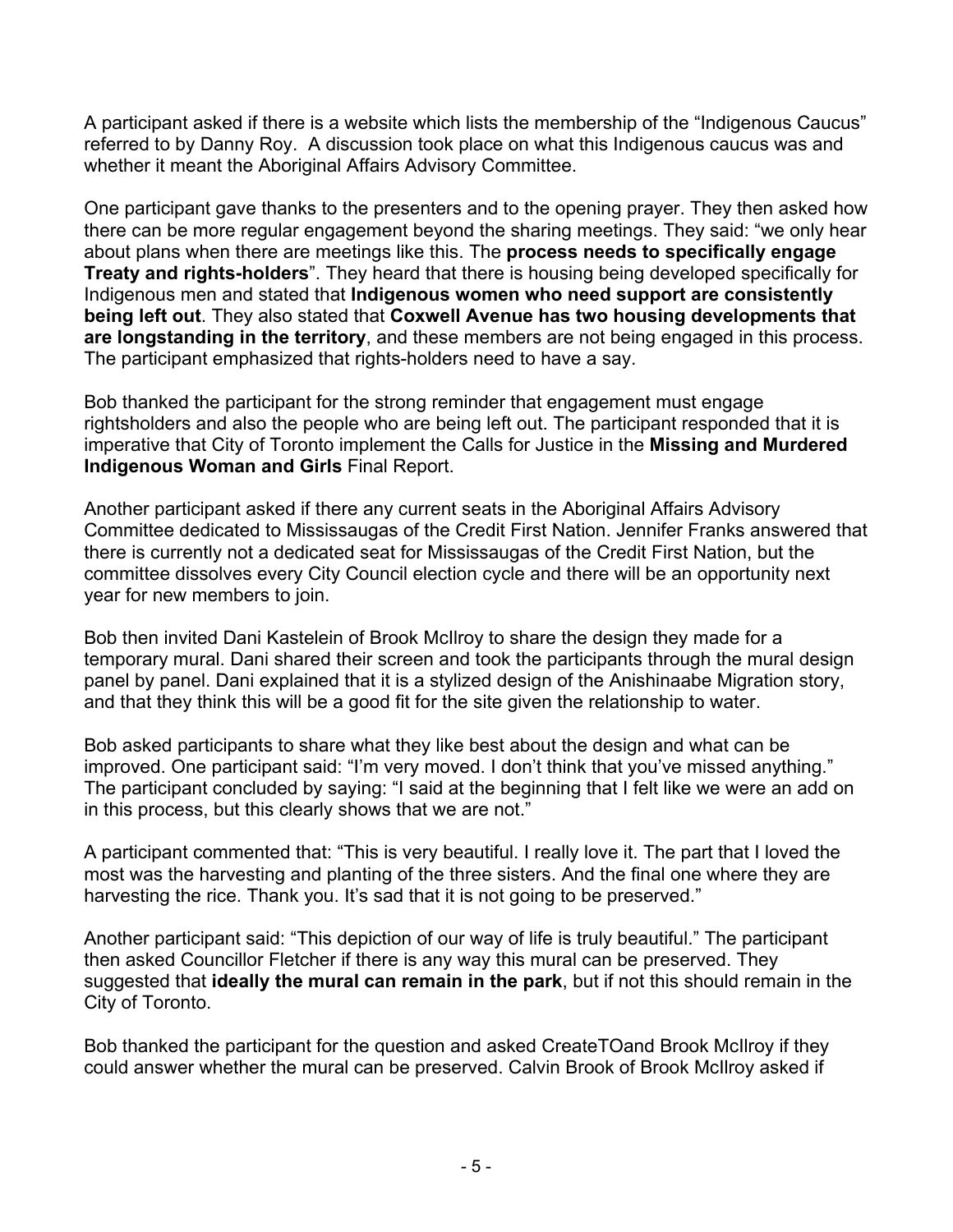A participant asked if there is a website which lists the membership of the “Indigenous Caucus” referred to by Danny Roy. A discussion took place on what this Indigenous caucus was and whether it meant the Aboriginal Affairs Advisory Committee.

One participant gave thanks to the presenters and to the opening prayer. They then asked how there can be more regular engagement beyond the sharing meetings. They said: “we only hear about plans when there are meetings like this. The **process needs to specifically engage Treaty and rights-holders**”. They heard that there is housing being developed specifically for Indigenous men and stated that **Indigenous women who need support are consistently being left out**. They also stated that **Coxwell Avenue has two housing developments that are longstanding in the territory**, and these members are not being engaged in this process. The participant emphasized that rights-holders need to have a say.

Bob thanked the participant for the strong reminder that engagement must engage rightsholders and also the people who are being left out. The participant responded that it is imperative that City of Toronto implement the Calls for Justice in the **Missing and Murdered Indigenous Woman and Girls** Final Report.

Another participant asked if there any current seats in the Aboriginal Affairs Advisory Committee dedicated to Mississaugas of the Credit First Nation. Jennifer Franks answered that there is currently not a dedicated seat for Mississaugas of the Credit First Nation, but the committee dissolves every City Council election cycle and there will be an opportunity next year for new members to join.

Bob then invited Dani Kastelein of Brook McIlroy to share the design they made for a temporary mural. Dani shared their screen and took the participants through the mural design panel by panel. Dani explained that it is a stylized design of the Anishinaabe Migration story, and that they think this will be a good fit for the site given the relationship to water.

Bob asked participants to share what they like best about the design and what can be improved. One participant said: “I’m very moved. I don’t think that you’ve missed anything.” The participant concluded by saying: “I said at the beginning that I felt like we were an add on in this process, but this clearly shows that we are not.”

A participant commented that: “This is very beautiful. I really love it. The part that I loved the most was the harvesting and planting of the three sisters. And the final one where they are harvesting the rice. Thank you. It’s sad that it is not going to be preserved.”

Another participant said: “This depiction of our way of life is truly beautiful.” The participant then asked Councillor Fletcher if there is any way this mural can be preserved. They suggested that **ideally the mural can remain in the park**, but if not this should remain in the City of Toronto.

Bob thanked the participant for the question and asked CreateTOand Brook McIlroy if they could answer whether the mural can be preserved. Calvin Brook of Brook McIlroy asked if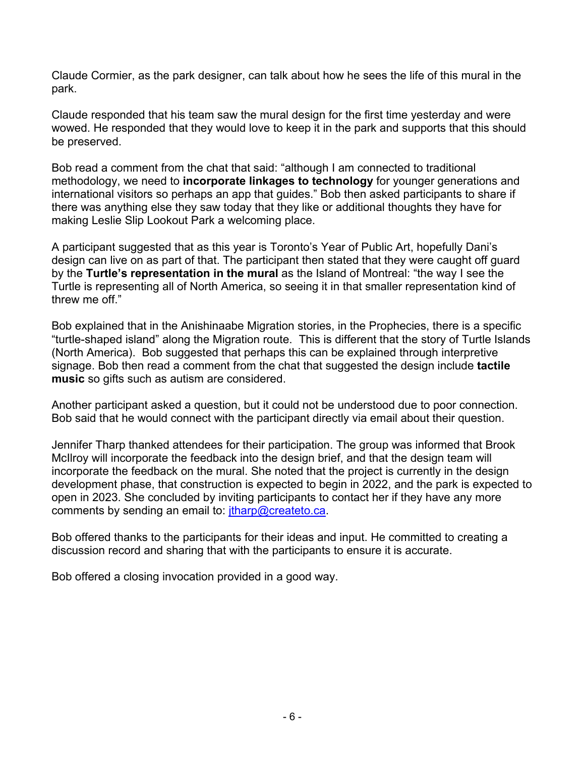Claude Cormier, as the park designer, can talk about how he sees the life of this mural in the park.

Claude responded that his team saw the mural design for the first time yesterday and were wowed. He responded that they would love to keep it in the park and supports that this should be preserved.

Bob read a comment from the chat that said: "although I am connected to traditional methodology, we need to **incorporate linkages to technology** for younger generations and international visitors so perhaps an app that guides." Bob then asked participants to share if there was anything else they saw today that they like or additional thoughts they have for making Leslie Slip Lookout Park a welcoming place.

A participant suggested that as this year is Toronto's Year of Public Art, hopefully Dani's design can live on as part of that. The participant then stated that they were caught off guard by the **Turtle's representation in the mural** as the Island of Montreal: "the way I see the Turtle is representing all of North America, so seeing it in that smaller representation kind of threw me off."

Bob explained that in the Anishinaabe Migration stories, in the Prophecies, there is a specific "turtle-shaped island" along the Migration route. This is different that the story of Turtle Islands (North America). Bob suggested that perhaps this can be explained through interpretive signage. Bob then read a comment from the chat that suggested the design include **tactile music** so gifts such as autism are considered.

Another participant asked a question, but it could not be understood due to poor connection. Bob said that he would connect with the participant directly via email about their question.

Jennifer Tharp thanked attendees for their participation. The group was informed that Brook McIlroy will incorporate the feedback into the design brief, and that the design team will incorporate the feedback on the mural. She noted that the project is currently in the design development phase, that construction is expected to begin in 2022, and the park is expected to open in 2023. She concluded by inviting participants to contact her if they have any more comments by sending an email to: jtharp@createto.ca.

Bob offered thanks to the participants for their ideas and input. He committed to creating a discussion record and sharing that with the participants to ensure it is accurate.

Bob offered a closing invocation provided in a good way.